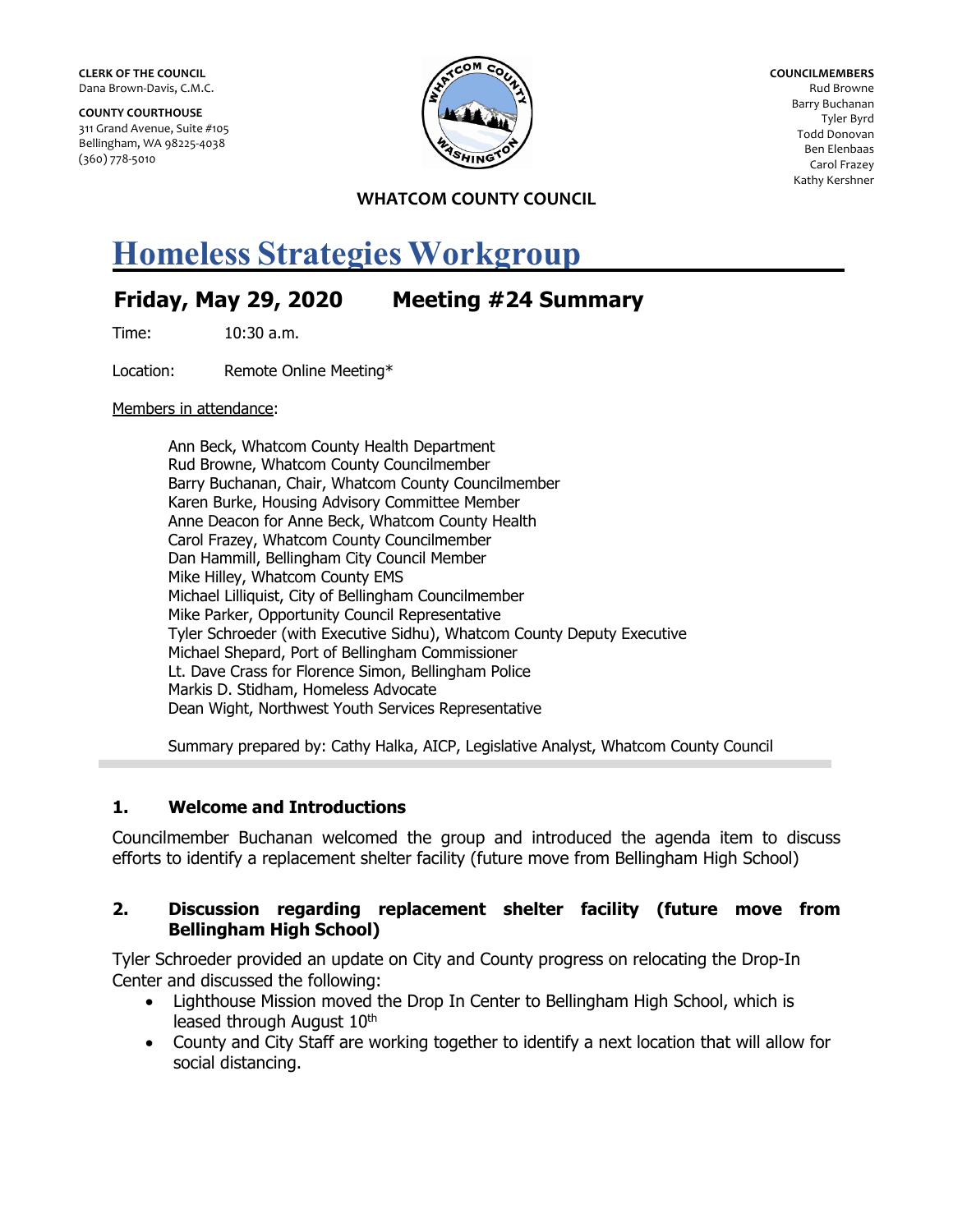**CLERK OF THE COUNCIL**
Dana Brown-Davis, C.M.C.

**COUNTY COURTHOUSE**
311 Grand Avenue, Suite #105
Bellingham, WA 98225-4038
(360) 778-5010

**COUNCILMEMBERS**
Rud Browne
Barry Buchanan
Tyler Byrd
Todd Donovan
Ben Elenbaas
Carol Frazey
Kathy Kershner

**WHATCOM COUNTY COUNCIL**

# Homeless Strategies Workgroup

## Friday, May 29, 2020 Meeting #24 Summary

Time: 10:30 a.m.

Location: Remote Online Meeting*

Members in attendance:

Ann Beck, Whatcom County Health Department
Rud Browne, Whatcom County Councilmember
Barry Buchanan, Chair, Whatcom County Councilmember
Karen Burke, Housing Advisory Committee Member
Anne Deacon for Anne Beck, Whatcom County Health
Carol Frazey, Whatcom County Councilmember
Dan Hammill, Bellingham City Council Member
Mike Hilley, Whatcom County EMS
Michael Lilliquist, City of Bellingham Councilmember
Mike Parker, Opportunity Council Representative
Tyler Schroeder (with Executive Sidhu), Whatcom County Deputy Executive
Michael Shepard, Port of Bellingham Commissioner
Lt. Dave Crass for Florence Simon, Bellingham Police
Markis D. Stidham, Homeless Advocate
Dean Wight, Northwest Youth Services Representative

Summary prepared by: Cathy Halka, AICP, Legislative Analyst, Whatcom County Council

### 1. Welcome and Introductions

Councilmember Buchanan welcomed the group and introduced the agenda item to discuss efforts to identify a replacement shelter facility (future move from Bellingham High School)

### 2. Discussion regarding replacement shelter facility (future move from Bellingham High School)

Tyler Schroeder provided an update on City and County progress on relocating the Drop-In Center and discussed the following:

- Lighthouse Mission moved the Drop In Center to Bellingham High School, which is leased through August 10th
- County and City Staff are working together to identify a next location that will allow for social distancing.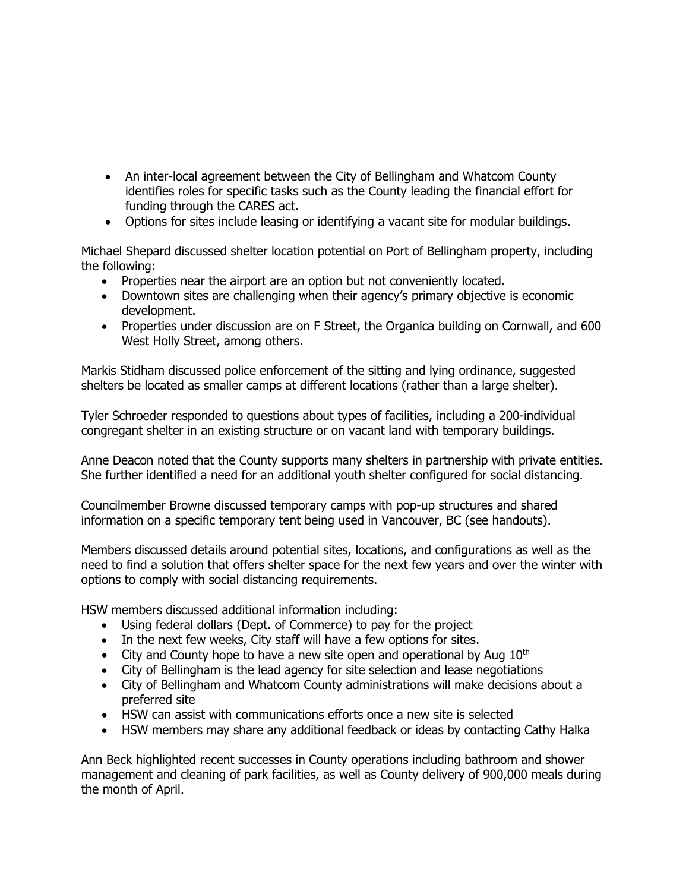- An inter-local agreement between the City of Bellingham and Whatcom County identifies roles for specific tasks such as the County leading the financial effort for funding through the CARES act.
- Options for sites include leasing or identifying a vacant site for modular buildings.

Michael Shepard discussed shelter location potential on Port of Bellingham property, including the following:

- Properties near the airport are an option but not conveniently located.
- Downtown sites are challenging when their agency's primary objective is economic development.
- Properties under discussion are on F Street, the Organica building on Cornwall, and 600 West Holly Street, among others.

Markis Stidham discussed police enforcement of the sitting and lying ordinance, suggested shelters be located as smaller camps at different locations (rather than a large shelter).

Tyler Schroeder responded to questions about types of facilities, including a 200-individual congregant shelter in an existing structure or on vacant land with temporary buildings.

Anne Deacon noted that the County supports many shelters in partnership with private entities. She further identified a need for an additional youth shelter configured for social distancing.

Councilmember Browne discussed temporary camps with pop-up structures and shared information on a specific temporary tent being used in Vancouver, BC (see handouts).

Members discussed details around potential sites, locations, and configurations as well as the need to find a solution that offers shelter space for the next few years and over the winter with options to comply with social distancing requirements.

HSW members discussed additional information including:

- Using federal dollars (Dept. of Commerce) to pay for the project
- In the next few weeks, City staff will have a few options for sites.
- City and County hope to have a new site open and operational by Aug 10th
- City of Bellingham is the lead agency for site selection and lease negotiations
- City of Bellingham and Whatcom County administrations will make decisions about a preferred site
- HSW can assist with communications efforts once a new site is selected
- HSW members may share any additional feedback or ideas by contacting Cathy Halka

Ann Beck highlighted recent successes in County operations including bathroom and shower management and cleaning of park facilities, as well as County delivery of 900,000 meals during the month of April.